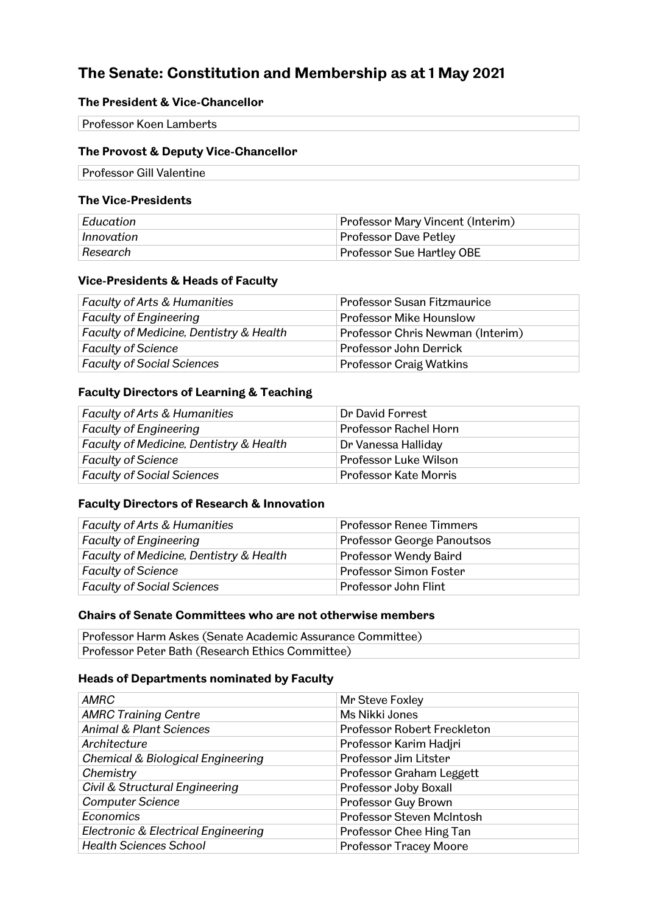# The Senate: Constitution and Membership as at 1 May 2021

### The President & Vice-Chancellor

| Professor Koen Lamberts |
|---|

### The Provost & Deputy Vice-Chancellor

| Professor Gill Valentine |
|---|

### The Vice-Presidents

| | |
|---|---|
| *Education* | Professor Mary Vincent (Interim) |
| *Innovation* | Professor Dave Petley |
| *Research* | Professor Sue Hartley OBE |

### Vice-Presidents & Heads of Faculty

| | |
|---|---|
| *Faculty of Arts & Humanities* | Professor Susan Fitzmaurice |
| *Faculty of Engineering* | Professor Mike Hounslow |
| *Faculty of Medicine, Dentistry & Health* | Professor Chris Newman (Interim) |
| *Faculty of Science* | Professor John Derrick |
| *Faculty of Social Sciences* | Professor Craig Watkins |

### Faculty Directors of Learning & Teaching

| | |
|---|---|
| *Faculty of Arts & Humanities* | Dr David Forrest |
| *Faculty of Engineering* | Professor Rachel Horn |
| *Faculty of Medicine, Dentistry & Health* | Dr Vanessa Halliday |
| *Faculty of Science* | Professor Luke Wilson |
| *Faculty of Social Sciences* | Professor Kate Morris |

### Faculty Directors of Research & Innovation

| | |
|---|---|
| *Faculty of Arts & Humanities* | Professor Renee Timmers |
| *Faculty of Engineering* | Professor George Panoutsos |
| *Faculty of Medicine, Dentistry & Health* | Professor Wendy Baird |
| *Faculty of Science* | Professor Simon Foster |
| *Faculty of Social Sciences* | Professor John Flint |

### Chairs of Senate Committees who are not otherwise members

| |
|---|
| Professor Harm Askes (Senate Academic Assurance Committee) |
| Professor Peter Bath (Research Ethics Committee) |

### Heads of Departments nominated by Faculty

| | |
|---|---|
| *AMRC* | Mr Steve Foxley |
| *AMRC Training Centre* | Ms Nikki Jones |
| *Animal & Plant Sciences* | Professor Robert Freckleton |
| *Architecture* | Professor Karim Hadjri |
| *Chemical & Biological Engineering* | Professor Jim Litster |
| *Chemistry* | Professor Graham Leggett |
| *Civil & Structural Engineering* | Professor Joby Boxall |
| *Computer Science* | Professor Guy Brown |
| *Economics* | Professor Steven McIntosh |
| *Electronic & Electrical Engineering* | Professor Chee Hing Tan |
| *Health Sciences School* | Professor Tracey Moore |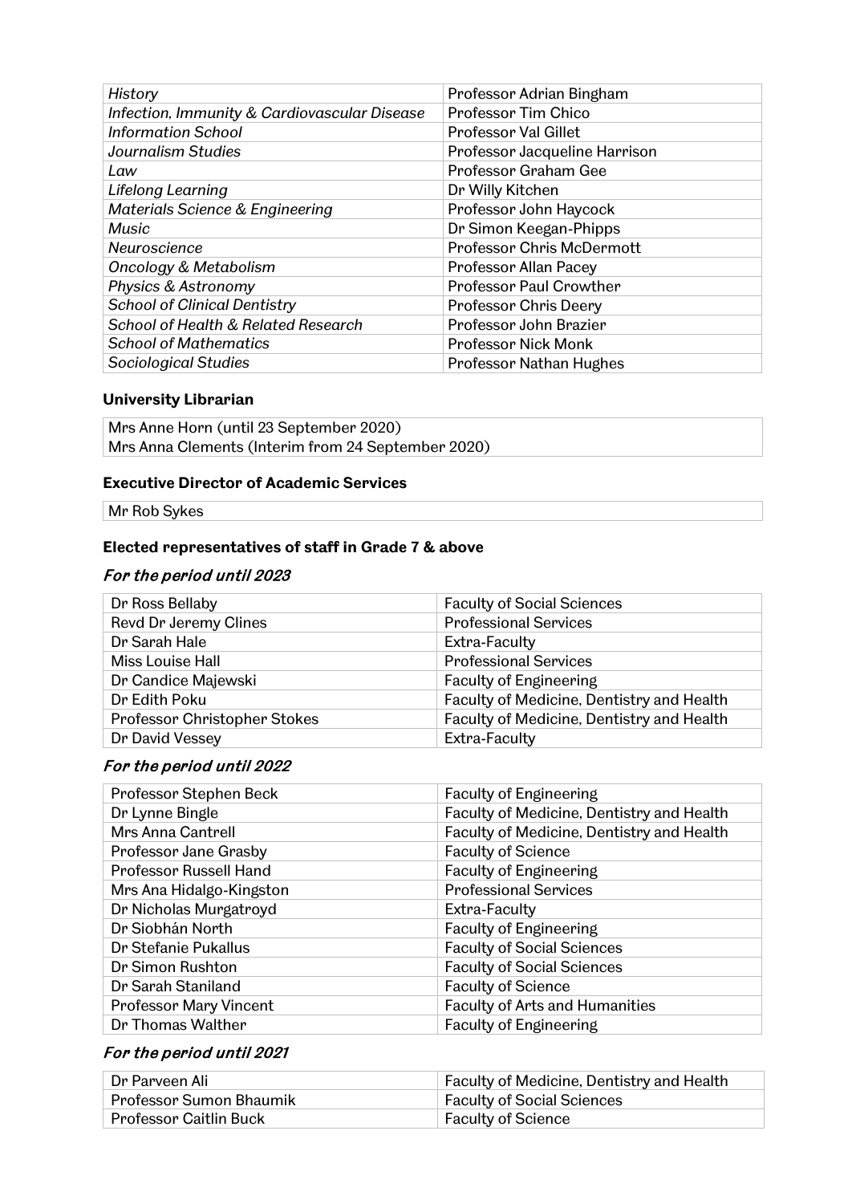| *History* | Professor Adrian Bingham |
|---|---|
| *Infection, Immunity & Cardiovascular Disease* | Professor Tim Chico |
| *Information School* | Professor Val Gillet |
| *Journalism Studies* | Professor Jacqueline Harrison |
| *Law* | Professor Graham Gee |
| *Lifelong Learning* | Dr Willy Kitchen |
| *Materials Science & Engineering* | Professor John Haycock |
| *Music* | Dr Simon Keegan-Phipps |
| *Neuroscience* | Professor Chris McDermott |
| *Oncology & Metabolism* | Professor Allan Pacey |
| *Physics & Astronomy* | Professor Paul Crowther |
| *School of Clinical Dentistry* | Professor Chris Deery |
| *School of Health & Related Research* | Professor John Brazier |
| *School of Mathematics* | Professor Nick Monk |
| *Sociological Studies* | Professor Nathan Hughes |

**University Librarian**

| Mrs Anne Horn (until 23 September 2020)<br>Mrs Anna Clements (Interim from 24 September 2020) |
|---|

**Executive Director of Academic Services**

| Mr Rob Sykes |
|---|

**Elected representatives of staff in Grade 7 & above**

***For the period until 2023***

| Dr Ross Bellaby | Faculty of Social Sciences |
|---|---|
| Revd Dr Jeremy Clines | Professional Services |
| Dr Sarah Hale | Extra-Faculty |
| Miss Louise Hall | Professional Services |
| Dr Candice Majewski | Faculty of Engineering |
| Dr Edith Poku | Faculty of Medicine, Dentistry and Health |
| Professor Christopher Stokes | Faculty of Medicine, Dentistry and Health |
| Dr David Vessey | Extra-Faculty |

***For the period until 2022***

| Professor Stephen Beck | Faculty of Engineering |
|---|---|
| Dr Lynne Bingle | Faculty of Medicine, Dentistry and Health |
| Mrs Anna Cantrell | Faculty of Medicine, Dentistry and Health |
| Professor Jane Grasby | Faculty of Science |
| Professor Russell Hand | Faculty of Engineering |
| Mrs Ana Hidalgo-Kingston | Professional Services |
| Dr Nicholas Murgatroyd | Extra-Faculty |
| Dr Siobhán North | Faculty of Engineering |
| Dr Stefanie Pukallus | Faculty of Social Sciences |
| Dr Simon Rushton | Faculty of Social Sciences |
| Dr Sarah Staniland | Faculty of Science |
| Professor Mary Vincent | Faculty of Arts and Humanities |
| Dr Thomas Walther | Faculty of Engineering |

***For the period until 2021***

| Dr Parveen Ali | Faculty of Medicine, Dentistry and Health |
|---|---|
| Professor Sumon Bhaumik | Faculty of Social Sciences |
| Professor Caitlin Buck | Faculty of Science |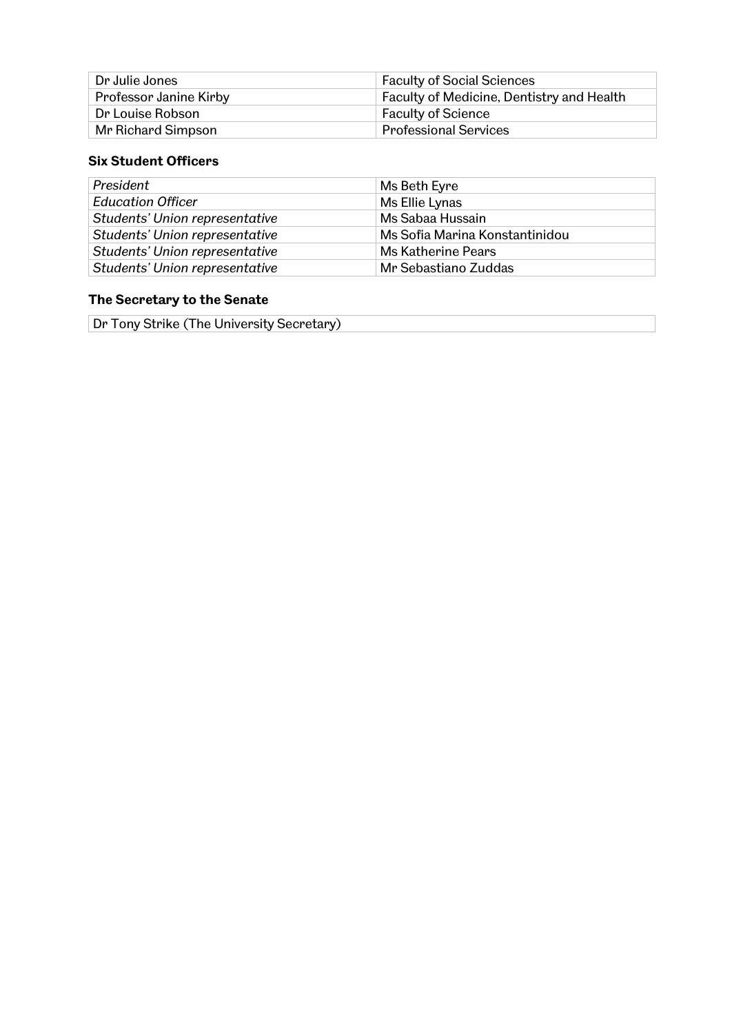| | |
|---|---|
| Dr Julie Jones | Faculty of Social Sciences |
| Professor Janine Kirby | Faculty of Medicine, Dentistry and Health |
| Dr Louise Robson | Faculty of Science |
| Mr Richard Simpson | Professional Services |

### Six Student Officers

| | |
|---|---|
| *President* | Ms Beth Eyre |
| *Education Officer* | Ms Ellie Lynas |
| *Students' Union representative* | Ms Sabaa Hussain |
| *Students' Union representative* | Ms Sofia Marina Konstantinidou |
| *Students' Union representative* | Ms Katherine Pears |
| *Students' Union representative* | Mr Sebastiano Zuddas |

### The Secretary to the Senate

| |
|---|
| Dr Tony Strike (The University Secretary) |